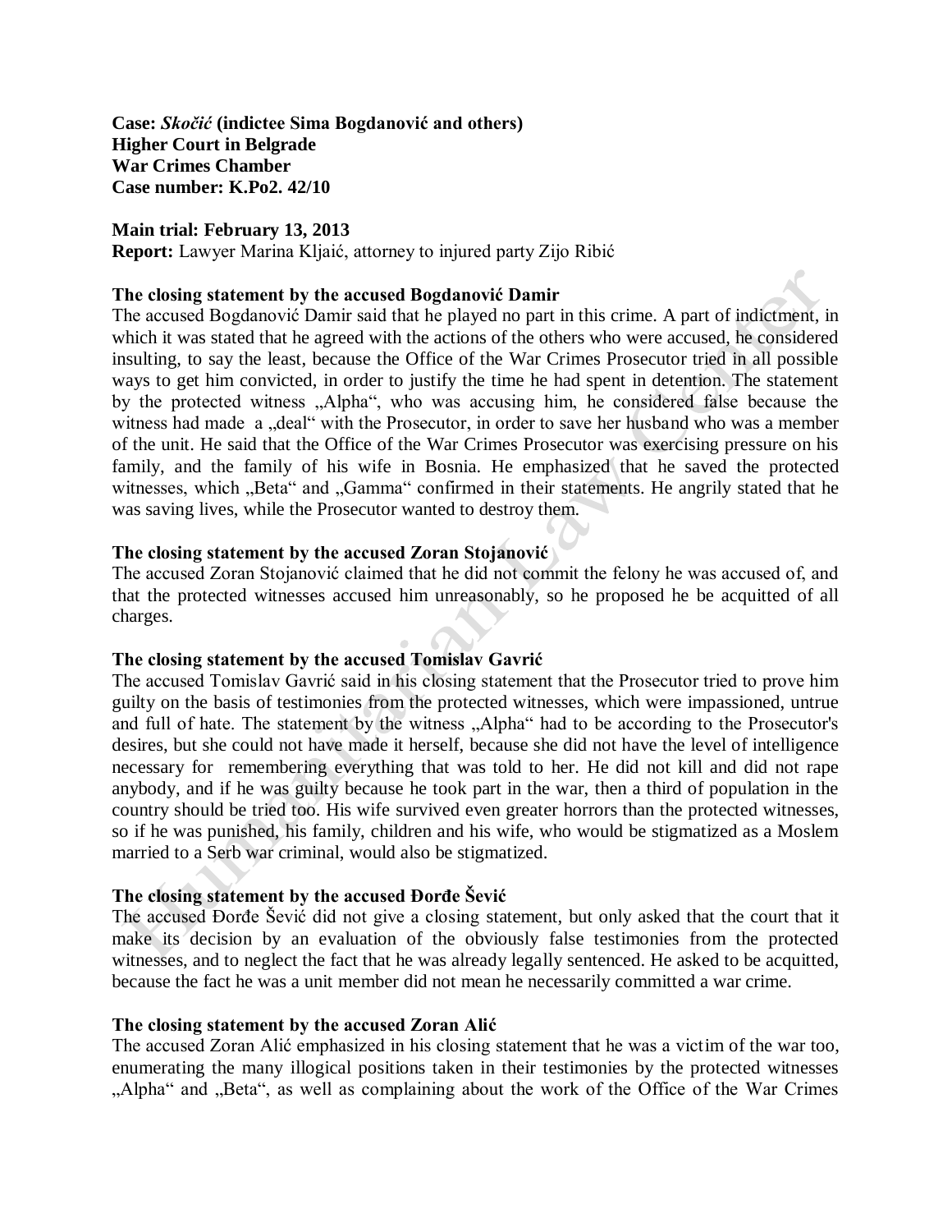**Case: *Skočić* (indictee Sima Bogdanović and others)**
**Higher Court in Belgrade**
**War Crimes Chamber**
**Case number: K.Po2. 42/10**

**Main trial: February 13, 2013**
**Report:** Lawyer Marina Kljaić, attorney to injured party Zijo Ribić

**The closing statement by the accused Bogdanović Damir**

The accused Bogdanović Damir said that he played no part in this crime. A part of indictment, in which it was stated that he agreed with the actions of the others who were accused, he considered insulting, to say the least, because the Office of the War Crimes Prosecutor tried in all possible ways to get him convicted, in order to justify the time he had spent in detention. The statement by the protected witness „Alpha", who was accusing him, he considered false because the witness had made a „deal" with the Prosecutor, in order to save her husband who was a member of the unit. He said that the Office of the War Crimes Prosecutor was exercising pressure on his family, and the family of his wife in Bosnia. He emphasized that he saved the protected witnesses, which „Beta" and „Gamma" confirmed in their statements. He angrily stated that he was saving lives, while the Prosecutor wanted to destroy them.

**The closing statement by the accused Zoran Stojanović**

The accused Zoran Stojanović claimed that he did not commit the felony he was accused of, and that the protected witnesses accused him unreasonably, so he proposed he be acquitted of all charges.

**The closing statement by the accused Tomislav Gavrić**

The accused Tomislav Gavrić said in his closing statement that the Prosecutor tried to prove him guilty on the basis of testimonies from the protected witnesses, which were impassioned, untrue and full of hate. The statement by the witness „Alpha" had to be according to the Prosecutor's desires, but she could not have made it herself, because she did not have the level of intelligence necessary for remembering everything that was told to her. He did not kill and did not rape anybody, and if he was guilty because he took part in the war, then a third of population in the country should be tried too. His wife survived even greater horrors than the protected witnesses, so if he was punished, his family, children and his wife, who would be stigmatized as a Moslem married to a Serb war criminal, would also be stigmatized.

**The closing statement by the accused Đorđe Šević**

The accused Đorđe Šević did not give a closing statement, but only asked that the court that it make its decision by an evaluation of the obviously false testimonies from the protected witnesses, and to neglect the fact that he was already legally sentenced. He asked to be acquitted, because the fact he was a unit member did not mean he necessarily committed a war crime.

**The closing statement by the accused Zoran Alić**

The accused Zoran Alić emphasized in his closing statement that he was a victim of the war too, enumerating the many illogical positions taken in their testimonies by the protected witnesses „Alpha" and „Beta", as well as complaining about the work of the Office of the War Crimes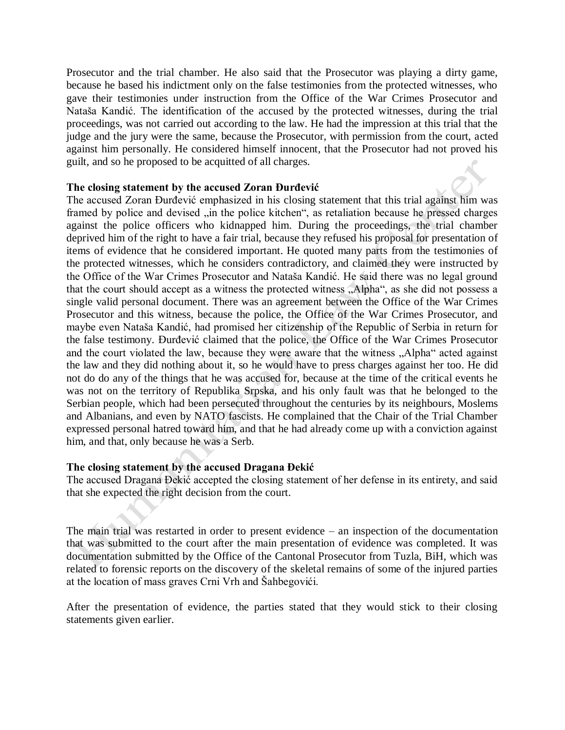Prosecutor and the trial chamber. He also said that the Prosecutor was playing a dirty game, because he based his indictment only on the false testimonies from the protected witnesses, who gave their testimonies under instruction from the Office of the War Crimes Prosecutor and Nataša Kandić. The identification of the accused by the protected witnesses, during the trial proceedings, was not carried out according to the law. He had the impression at this trial that the judge and the jury were the same, because the Prosecutor, with permission from the court, acted against him personally. He considered himself innocent, that the Prosecutor had not proved his guilt, and so he proposed to be acquitted of all charges.

**The closing statement by the accused Zoran Đurđević**

The accused Zoran Đurđević emphasized in his closing statement that this trial against him was framed by police and devised „in the police kitchen", as retaliation because he pressed charges against the police officers who kidnapped him. During the proceedings, the trial chamber deprived him of the right to have a fair trial, because they refused his proposal for presentation of items of evidence that he considered important. He quoted many parts from the testimonies of the protected witnesses, which he considers contradictory, and claimed they were instructed by the Office of the War Crimes Prosecutor and Nataša Kandić. He said there was no legal ground that the court should accept as a witness the protected witness „Alpha", as she did not possess a single valid personal document. There was an agreement between the Office of the War Crimes Prosecutor and this witness, because the police, the Office of the War Crimes Prosecutor, and maybe even Nataša Kandić, had promised her citizenship of the Republic of Serbia in return for the false testimony. Đurđević claimed that the police, the Office of the War Crimes Prosecutor and the court violated the law, because they were aware that the witness „Alpha" acted against the law and they did nothing about it, so he would have to press charges against her too. He did not do do any of the things that he was accused for, because at the time of the critical events he was not on the territory of Republika Srpska, and his only fault was that he belonged to the Serbian people, which had been persecuted throughout the centuries by its neighbours, Moslems and Albanians, and even by NATO fascists. He complained that the Chair of the Trial Chamber expressed personal hatred toward him, and that he had already come up with a conviction against him, and that, only because he was a Serb.

**The closing statement by the accused Dragana Đekić**

The accused Dragana Đekić accepted the closing statement of her defense in its entirety, and said that she expected the right decision from the court.

The main trial was restarted in order to present evidence – an inspection of the documentation that was submitted to the court after the main presentation of evidence was completed. It was documentation submitted by the Office of the Cantonal Prosecutor from Tuzla, BiH, which was related to forensic reports on the discovery of the skeletal remains of some of the injured parties at the location of mass graves Crni Vrh and Šahbegovići.

After the presentation of evidence, the parties stated that they would stick to their closing statements given earlier.